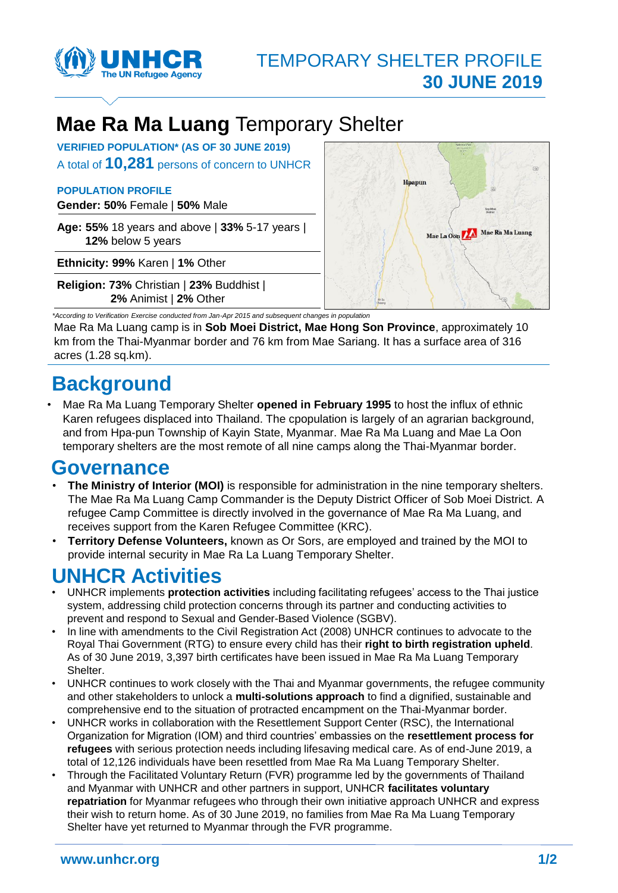TEMPORARY SHELTER PROFILE
**30 JUNE 2019**

# **Mae Ra Ma Luang** Temporary Shelter

**VERIFIED POPULATION\* (AS OF 30 JUNE 2019)**

A total of **10,281** persons of concern to UNHCR

**POPULATION PROFILE**

**Gender: 50%** Female | **50%** Male

**Age: 55%** 18 years and above | **33%** 5-17 years | **12%** below 5 years

**Ethnicity: 99%** Karen | **1%** Other

**Religion: 73%** Christian | **23%** Buddhist | **2%** Animist | **2%** Other

*\*According to Verification Exercise conducted from Jan-Apr 2015 and subsequent changes in population*

Mae Ra Ma Luang camp is in **Sob Moei District, Mae Hong Son Province**, approximately 10 km from the Thai-Myanmar border and 76 km from Mae Sariang. It has a surface area of 316 acres (1.28 sq.km).

## Background

- Mae Ra Ma Luang Temporary Shelter **opened in February 1995** to host the influx of ethnic Karen refugees displaced into Thailand. The cpopulation is largely of an agrarian background, and from Hpa-pun Township of Kayin State, Myanmar. Mae Ra Ma Luang and Mae La Oon temporary shelters are the most remote of all nine camps along the Thai-Myanmar border.

## Governance

- **The Ministry of Interior (MOI)** is responsible for administration in the nine temporary shelters. The Mae Ra Ma Luang Camp Commander is the Deputy District Officer of Sob Moei District. A refugee Camp Committee is directly involved in the governance of Mae Ra Ma Luang, and receives support from the Karen Refugee Committee (KRC).
- **Territory Defense Volunteers,** known as Or Sors, are employed and trained by the MOI to provide internal security in Mae Ra La Luang Temporary Shelter.

## UNHCR Activities

- UNHCR implements **protection activities** including facilitating refugees' access to the Thai justice system, addressing child protection concerns through its partner and conducting activities to prevent and respond to Sexual and Gender-Based Violence (SGBV).
- In line with amendments to the Civil Registration Act (2008) UNHCR continues to advocate to the Royal Thai Government (RTG) to ensure every child has their **right to birth registration upheld**. As of 30 June 2019, 3,397 birth certificates have been issued in Mae Ra Ma Luang Temporary Shelter.
- UNHCR continues to work closely with the Thai and Myanmar governments, the refugee community and other stakeholders to unlock a **multi-solutions approach** to find a dignified, sustainable and comprehensive end to the situation of protracted encampment on the Thai-Myanmar border.
- UNHCR works in collaboration with the Resettlement Support Center (RSC), the International Organization for Migration (IOM) and third countries' embassies on the **resettlement process for refugees** with serious protection needs including lifesaving medical care. As of end-June 2019, a total of 12,126 individuals have been resettled from Mae Ra Ma Luang Temporary Shelter.
- Through the Facilitated Voluntary Return (FVR) programme led by the governments of Thailand and Myanmar with UNHCR and other partners in support, UNHCR **facilitates voluntary repatriation** for Myanmar refugees who through their own initiative approach UNHCR and express their wish to return home. As of 30 June 2019, no families from Mae Ra Ma Luang Temporary Shelter have yet returned to Myanmar through the FVR programme.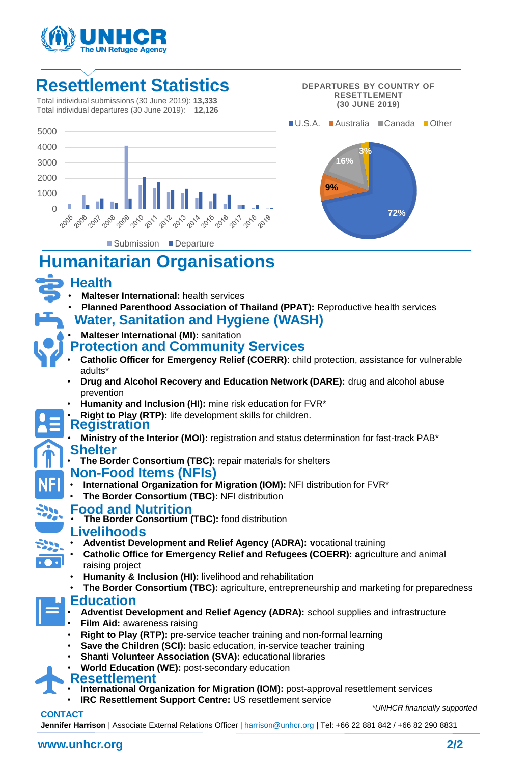# Resettlement Statistics

Total individual submissions (30 June 2019): **13,333**
Total individual departures (30 June 2019): **12,126**

5000
4000
3000
2000
1000
0
2005 2006 2007 2008 2009 2010 2011 2012 2013 2014 2015 2016 2017 2018 2019
Submission Departure

**DEPARTURES BY COUNTRY OF RESETTLEMENT (30 JUNE 2019)**

U.S.A. Australia Canada Other

72%
9%
16%
3%

# Humanitarian Organisations

## Health

- **Malteser International:** health services
- **Planned Parenthood Association of Thailand (PPAT):** Reproductive health services

## Water, Sanitation and Hygiene (WASH)

- **Malteser International (MI):** sanitation

## Protection and Community Services

- **Catholic Officer for Emergency Relief (COERR)**: child protection, assistance for vulnerable adults*
- **Drug and Alcohol Recovery and Education Network (DARE):** drug and alcohol abuse prevention
- **Humanity and Inclusion (HI):** mine risk education for FVR*
- **Right to Play (RTP):** life development skills for children.

## Registration

- **Ministry of the Interior (MOI):** registration and status determination for fast-track PAB*

## Shelter

- **The Border Consortium (TBC):** repair materials for shelters

## Non-Food Items (NFIs)

- **International Organization for Migration (IOM):** NFI distribution for FVR*
- **The Border Consortium (TBC):** NFI distribution

## Food and Nutrition

- **The Border Consortium (TBC):** food distribution

## Livelihoods

- **Adventist Development and Relief Agency (ADRA): v**ocational training
- **Catholic Office for Emergency Relief and Refugees (COERR): a**griculture and animal raising project
- **Humanity & Inclusion (HI):** livelihood and rehabilitation
- **The Border Consortium (TBC):** agriculture, entrepreneurship and marketing for preparedness

## Education

- **Adventist Development and Relief Agency (ADRA):** school supplies and infrastructure
- **Film Aid:** awareness raising
- **Right to Play (RTP):** pre-service teacher training and non-formal learning
- **Save the Children (SCI):** basic education, in-service teacher training
- **Shanti Volunteer Association (SVA):** educational libraries
- **World Education (WE):** post-secondary education

## Resettlement

- **International Organization for Migration (IOM):** post-approval resettlement services
- **IRC Resettlement Support Centre:** US resettlement service

*\*UNHCR financially supported*

**CONTACT**

**Jennifer Harrison** | Associate External Relations Officer | harrison@unhcr.org | Tel: +66 22 881 842 / +66 82 290 8831

www.unhcr.org